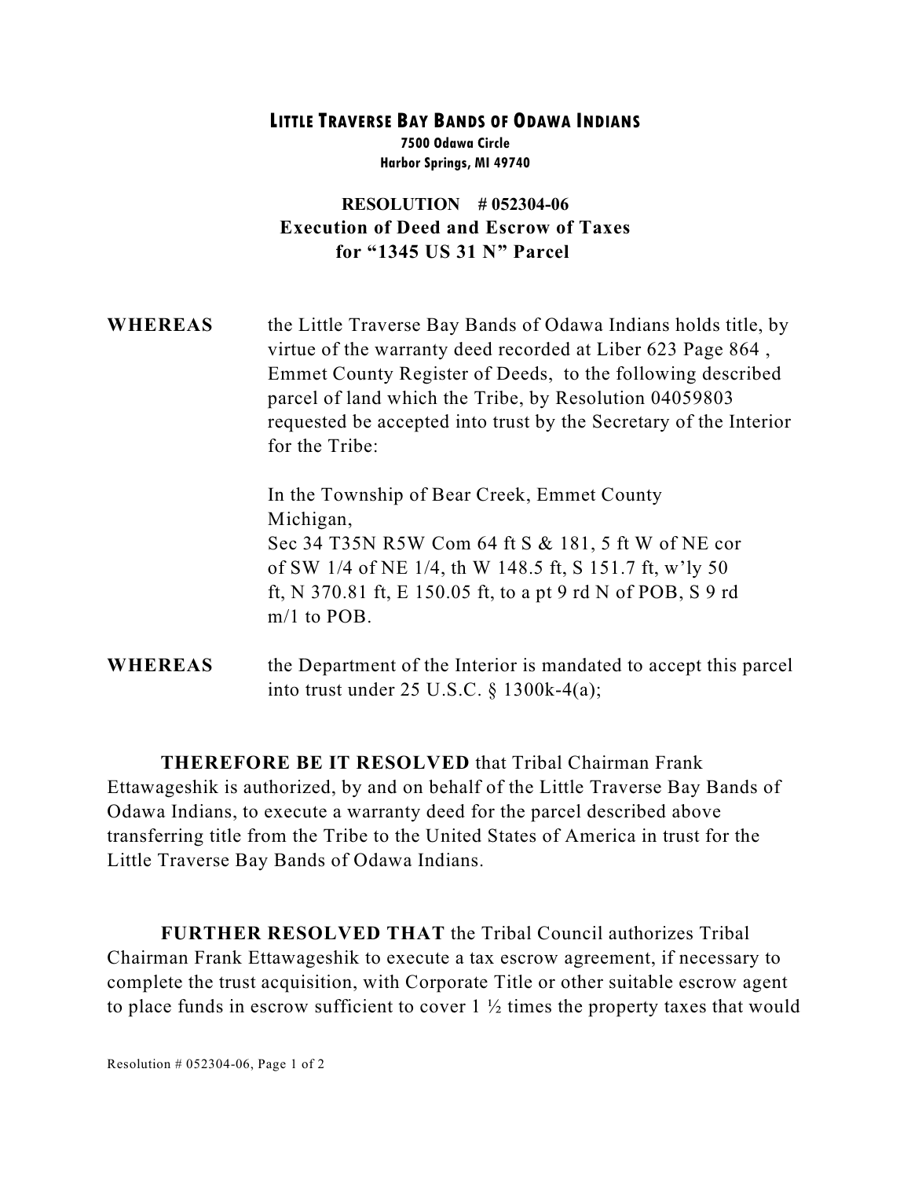# LITTLE TRAVERSE BAY BANDS OF ODAWA INDIANS

**7500 Odawa Circle**
**Harbor Springs, MI 49740**

## RESOLUTION # 052304-06
## Execution of Deed and Escrow of Taxes for "1345 US 31 N" Parcel

**WHEREAS** the Little Traverse Bay Bands of Odawa Indians holds title, by virtue of the warranty deed recorded at Liber 623 Page 864 , Emmet County Register of Deeds, to the following described parcel of land which the Tribe, by Resolution 04059803 requested be accepted into trust by the Secretary of the Interior for the Tribe:

In the Township of Bear Creek, Emmet County Michigan,
Sec 34 T35N R5W Com 64 ft S & 181, 5 ft W of NE cor of SW 1/4 of NE 1/4, th W 148.5 ft, S 151.7 ft, w'ly 50 ft, N 370.81 ft, E 150.05 ft, to a pt 9 rd N of POB, S 9 rd m/1 to POB.

**WHEREAS** the Department of the Interior is mandated to accept this parcel into trust under 25 U.S.C. § 1300k-4(a);

**THEREFORE BE IT RESOLVED** that Tribal Chairman Frank Ettawageshik is authorized, by and on behalf of the Little Traverse Bay Bands of Odawa Indians, to execute a warranty deed for the parcel described above transferring title from the Tribe to the United States of America in trust for the Little Traverse Bay Bands of Odawa Indians.

**FURTHER RESOLVED THAT** the Tribal Council authorizes Tribal Chairman Frank Ettawageshik to execute a tax escrow agreement, if necessary to complete the trust acquisition, with Corporate Title or other suitable escrow agent to place funds in escrow sufficient to cover 1 ½ times the property taxes that would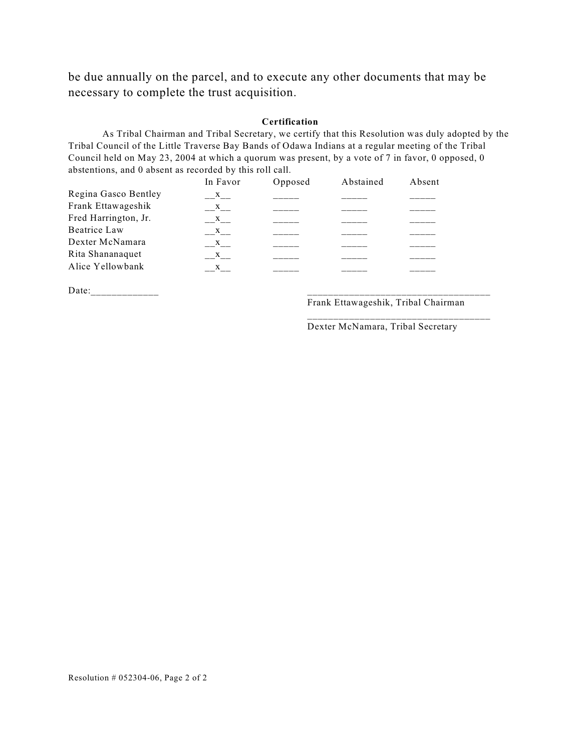be due annually on the parcel, and to execute any other documents that may be necessary to complete the trust acquisition.

**Certification**

As Tribal Chairman and Tribal Secretary, we certify that this Resolution was duly adopted by the Tribal Council of the Little Traverse Bay Bands of Odawa Indians at a regular meeting of the Tribal Council held on May 23, 2004 at which a quorum was present, by a vote of 7 in favor, 0 opposed, 0 abstentions, and 0 absent as recorded by this roll call.

| | In Favor | Opposed | Abstained | Absent |
|---|---|---|---|---|
| Regina Gasco Bentley | x | | | |
| Frank Ettawageshik | x | | | |
| Fred Harrington, Jr. | x | | | |
| Beatrice Law | x | | | |
| Dexter McNamara | x | | | |
| Rita Shananaquet | x | | | |
| Alice Yellowbank | x | | | |

Date:____________

___________________________________
Frank Ettawageshik, Tribal Chairman

___________________________________
Dexter McNamara, Tribal Secretary

Resolution # 052304-06